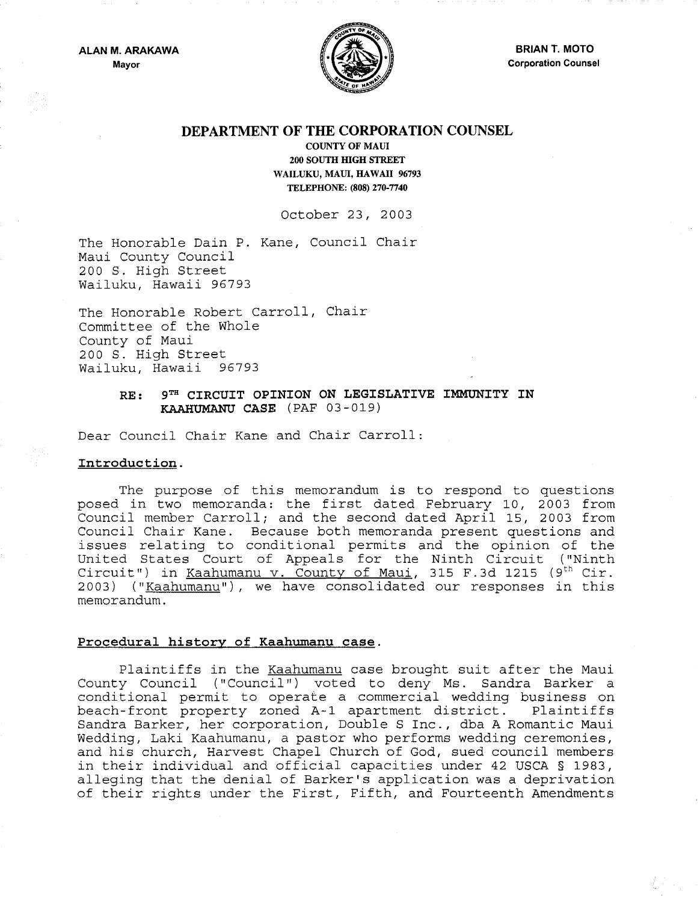**ALAN M. ARAKAWA**
Mayor

**BRIAN T. MOTO**
Corporation Counsel

# DEPARTMENT OF THE CORPORATION COUNSEL

**COUNTY OF MAUI**
**200 SOUTH HIGH STREET**
**WAILUKU, MAUI, HAWAII 96793**
**TELEPHONE: (808) 270-7740**

October 23, 2003

The Honorable Dain P. Kane, Council Chair
Maui County Council
200 S. High Street
Wailuku, Hawaii 96793

The Honorable Robert Carroll, Chair
Committee of the Whole
County of Maui
200 S. High Street
Wailuku, Hawaii 96793

**RE: 9TH CIRCUIT OPINION ON LEGISLATIVE IMMUNITY IN KAAHUMANU CASE** (PAF 03-019)

Dear Council Chair Kane and Chair Carroll:

**Introduction.**

The purpose of this memorandum is to respond to questions posed in two memoranda: the first dated February 10, 2003 from Council member Carroll; and the second dated April 15, 2003 from Council Chair Kane. Because both memoranda present questions and issues relating to conditional permits and the opinion of the United States Court of Appeals for the Ninth Circuit ("Ninth Circuit") in Kaahumanu v. County of Maui, 315 F.3d 1215 (9th Cir. 2003) ("Kaahumanu"), we have consolidated our responses in this memorandum.

**Procedural history of Kaahumanu case.**

Plaintiffs in the Kaahumanu case brought suit after the Maui County Council ("Council") voted to deny Ms. Sandra Barker a conditional permit to operate a commercial wedding business on beach-front property zoned A-1 apartment district. Plaintiffs Sandra Barker, her corporation, Double S Inc., dba A Romantic Maui Wedding, Laki Kaahumanu, a pastor who performs wedding ceremonies, and his church, Harvest Chapel Church of God, sued council members in their individual and official capacities under 42 USCA § 1983, alleging that the denial of Barker's application was a deprivation of their rights under the First, Fifth, and Fourteenth Amendments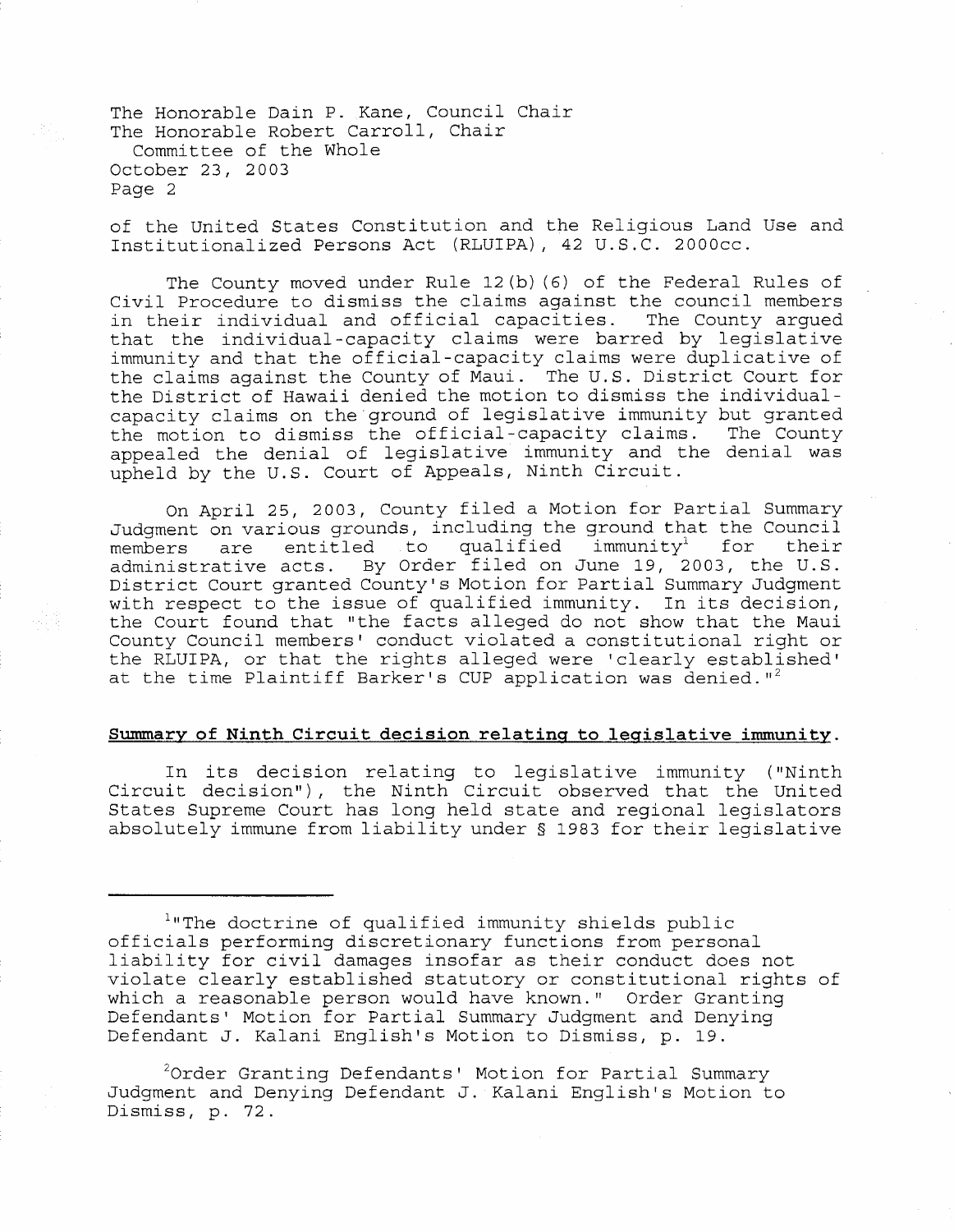The Honorable Dain P. Kane, Council Chair
The Honorable Robert Carroll, Chair
Committee of the Whole
October 23, 2003

of the United States Constitution and the Religious Land Use and Institutionalized Persons Act (RLUIPA), 42 U.S.C. 2000cc.

The County moved under Rule 12(b)(6) of the Federal Rules of Civil Procedure to dismiss the claims against the council members in their individual and official capacities. The County argued that the individual-capacity claims were barred by legislative immunity and that the official-capacity claims were duplicative of the claims against the County of Maui. The U.S. District Court for the District of Hawaii denied the motion to dismiss the individual-capacity claims on the ground of legislative immunity but granted the motion to dismiss the official-capacity claims. The County appealed the denial of legislative immunity and the denial was upheld by the U.S. Court of Appeals, Ninth Circuit.

On April 25, 2003, County filed a Motion for Partial Summary Judgment on various grounds, including the ground that the Council members are entitled to qualified immunity[1] for their administrative acts. By Order filed on June 19, 2003, the U.S. District Court granted County's Motion for Partial Summary Judgment with respect to the issue of qualified immunity. In its decision, the Court found that "the facts alleged do not show that the Maui County Council members' conduct violated a constitutional right or the RLUIPA, or that the rights alleged were 'clearly established' at the time Plaintiff Barker's CUP application was denied."[2]

**Summary of Ninth Circuit decision relating to legislative immunity.**

In its decision relating to legislative immunity ("Ninth Circuit decision"), the Ninth Circuit observed that the United States Supreme Court has long held state and regional legislators absolutely immune from liability under § 1983 for their legislative

---

[1] "The doctrine of qualified immunity shields public officials performing discretionary functions from personal liability for civil damages insofar as their conduct does not violate clearly established statutory or constitutional rights of which a reasonable person would have known." Order Granting Defendants' Motion for Partial Summary Judgment and Denying Defendant J. Kalani English's Motion to Dismiss, p. 19.

[2] Order Granting Defendants' Motion for Partial Summary Judgment and Denying Defendant J. Kalani English's Motion to Dismiss, p. 72.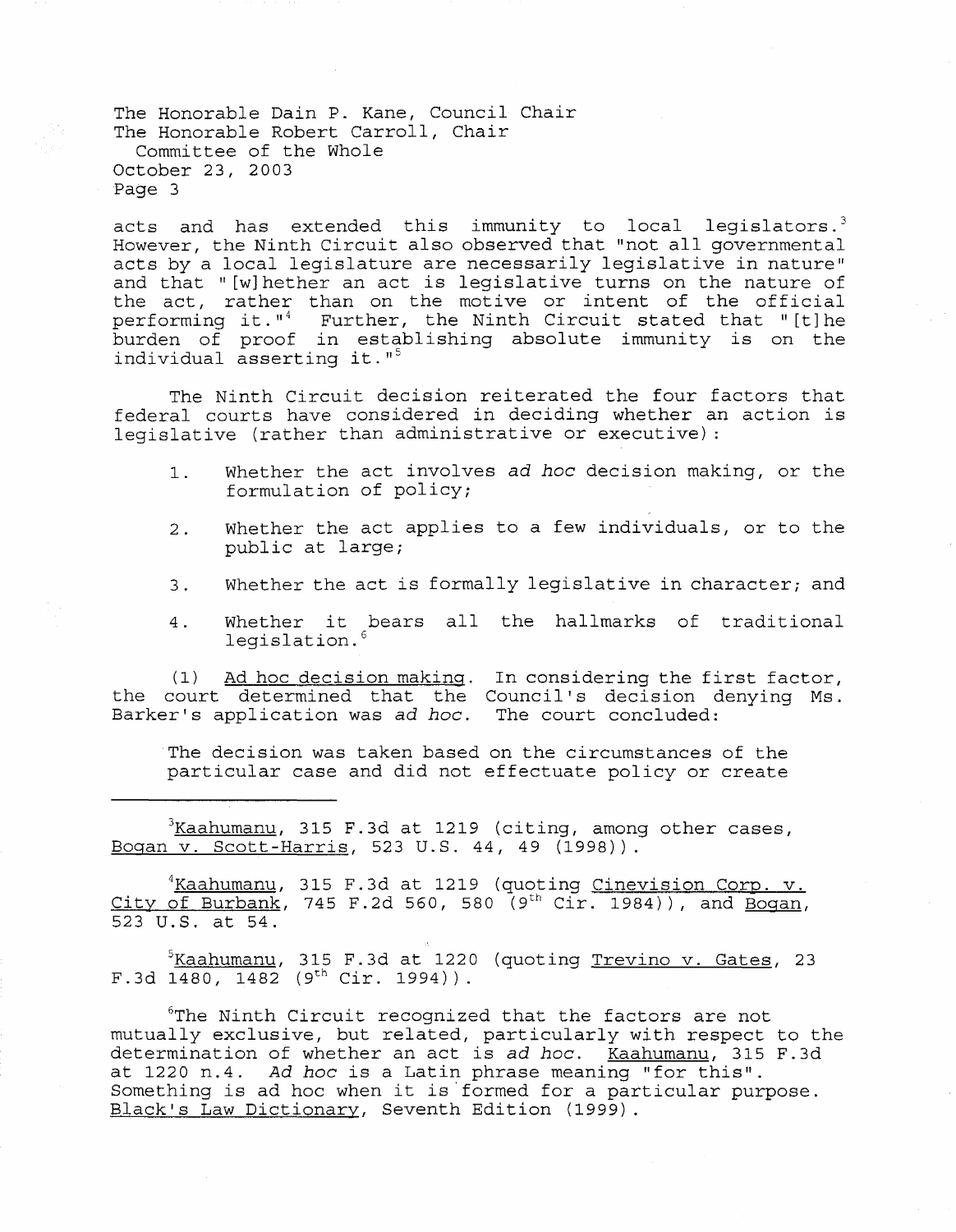acts and has extended this immunity to local legislators.[3] However, the Ninth Circuit also observed that "not all governmental acts by a local legislature are necessarily legislative in nature" and that "[w]hether an act is legislative turns on the nature of the act, rather than on the motive or intent of the official performing it."[4] Further, the Ninth Circuit stated that "[t]he burden of proof in establishing absolute immunity is on the individual asserting it."[5]

The Ninth Circuit decision reiterated the four factors that federal courts have considered in deciding whether an action is legislative (rather than administrative or executive):

1. Whether the act involves *ad hoc* decision making, or the formulation of policy;
2. Whether the act applies to a few individuals, or to the public at large;
3. Whether the act is formally legislative in character; and
4. Whether it bears all the hallmarks of traditional legislation.[6]

(1) Ad hoc decision making. In considering the first factor, the court determined that the Council's decision denying Ms. Barker's application was *ad hoc*. The court concluded:

> The decision was taken based on the circumstances of the particular case and did not effectuate policy or create

---

[3] Kaahumanu, 315 F.3d at 1219 (citing, among other cases, Bogan v. Scott-Harris, 523 U.S. 44, 49 (1998)).

[4] Kaahumanu, 315 F.3d at 1219 (quoting Cinevision Corp. v. City of Burbank, 745 F.2d 560, 580 (9th Cir. 1984)), and Bogan, 523 U.S. at 54.

[5] Kaahumanu, 315 F.3d at 1220 (quoting Trevino v. Gates, 23 F.3d 1480, 1482 (9th Cir. 1994)).

[6] The Ninth Circuit recognized that the factors are not mutually exclusive, but related, particularly with respect to the determination of whether an act is *ad hoc*. Kaahumanu, 315 F.3d at 1220 n.4. *Ad hoc* is a Latin phrase meaning "for this". Something is ad hoc when it is formed for a particular purpose. Black's Law Dictionary, Seventh Edition (1999).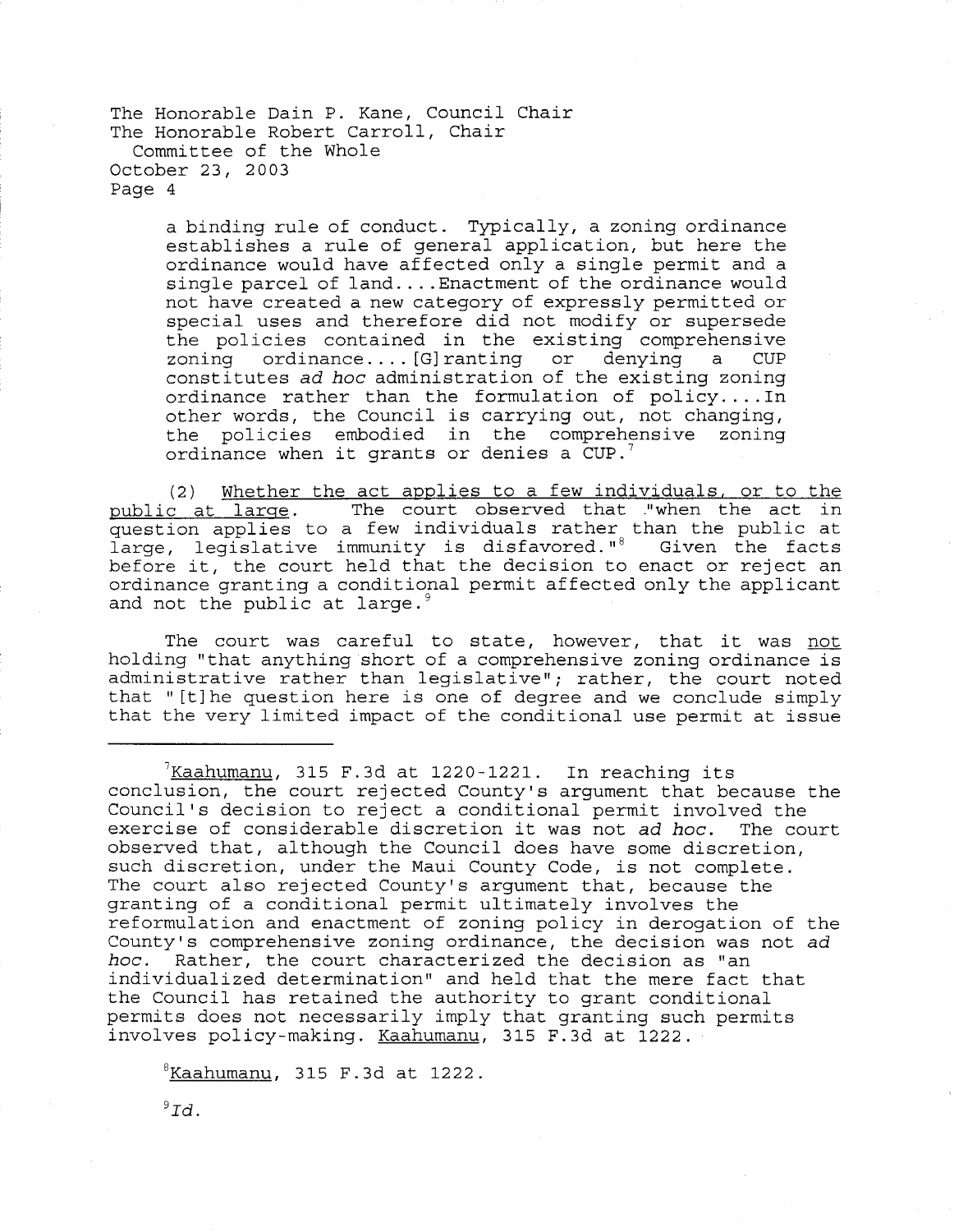a binding rule of conduct. Typically, a zoning ordinance establishes a rule of general application, but here the ordinance would have affected only a single permit and a single parcel of land....Enactment of the ordinance would not have created a new category of expressly permitted or special uses and therefore did not modify or supersede the policies contained in the existing comprehensive zoning ordinance....[G]ranting or denying a CUP constitutes *ad hoc* administration of the existing zoning ordinance rather than the formulation of policy....In other words, the Council is carrying out, not changing, the policies embodied in the comprehensive zoning ordinance when it grants or denies a CUP.[7]

(2) Whether the act applies to a few individuals, or to the public at large. The court observed that "when the act in question applies to a few individuals rather than the public at large, legislative immunity is disfavored."[8] Given the facts before it, the court held that the decision to enact or reject an ordinance granting a conditional permit affected only the applicant and not the public at large.[9]

The court was careful to state, however, that it was not holding "that anything short of a comprehensive zoning ordinance is administrative rather than legislative"; rather, the court noted that "[t]he question here is one of degree and we conclude simply that the very limited impact of the conditional use permit at issue

---

[7] Kaahumanu, 315 F.3d at 1220-1221. In reaching its conclusion, the court rejected County's argument that because the Council's decision to reject a conditional permit involved the exercise of considerable discretion it was not *ad hoc*. The court observed that, although the Council does have some discretion, such discretion, under the Maui County Code, is not complete. The court also rejected County's argument that, because the granting of a conditional permit ultimately involves the reformulation and enactment of zoning policy in derogation of the County's comprehensive zoning ordinance, the decision was not *ad hoc*. Rather, the court characterized the decision as "an individualized determination" and held that the mere fact that the Council has retained the authority to grant conditional permits does not necessarily imply that granting such permits involves policy-making. Kaahumanu, 315 F.3d at 1222.

[8] Kaahumanu, 315 F.3d at 1222.

[9] *Id.*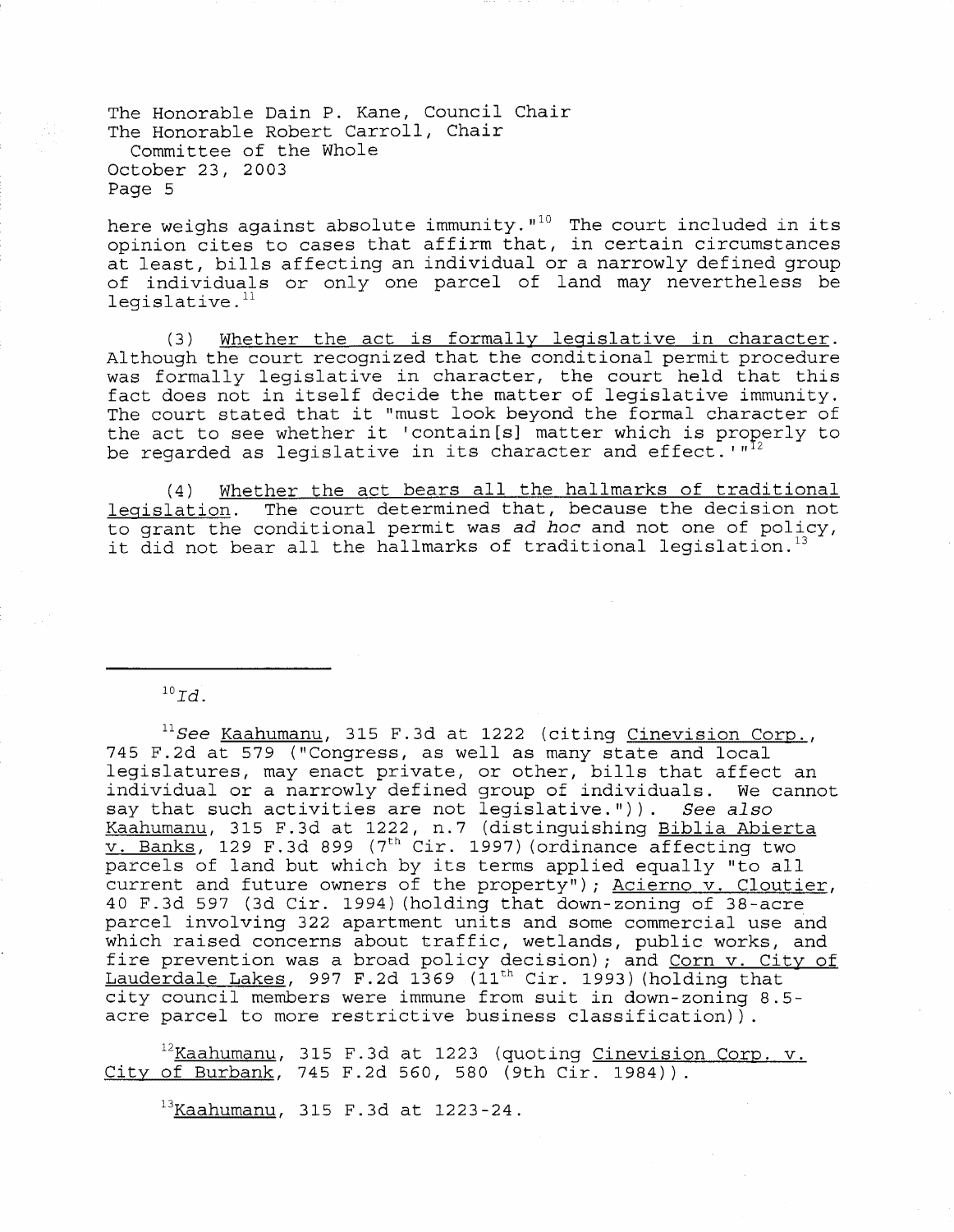here weighs against absolute immunity."[10] The court included in its opinion cites to cases that affirm that, in certain circumstances at least, bills affecting an individual or a narrowly defined group of individuals or only one parcel of land may nevertheless be legislative.[11]

(3) Whether the act is formally legislative in character. Although the court recognized that the conditional permit procedure was formally legislative in character, the court held that this fact does not in itself decide the matter of legislative immunity. The court stated that it "must look beyond the formal character of the act to see whether it 'contain[s] matter which is properly to be regarded as legislative in its character and effect.'"[12]

(4) Whether the act bears all the hallmarks of traditional legislation. The court determined that, because the decision not to grant the conditional permit was *ad hoc* and not one of policy, it did not bear all the hallmarks of traditional legislation.[13]

---

[10]*Id.*

[11]*See* Kaahumanu, 315 F.3d at 1222 (citing Cinevision Corp., 745 F.2d at 579 ("Congress, as well as many state and local legislatures, may enact private, or other, bills that affect an individual or a narrowly defined group of individuals. We cannot say that such activities are not legislative.")). *See also* Kaahumanu, 315 F.3d at 1222, n.7 (distinguishing Biblia Abierta v. Banks, 129 F.3d 899 (7th Cir. 1997)(ordinance affecting two parcels of land but which by its terms applied equally "to all current and future owners of the property"); Acierno v. Cloutier, 40 F.3d 597 (3d Cir. 1994)(holding that down-zoning of 38-acre parcel involving 322 apartment units and some commercial use and which raised concerns about traffic, wetlands, public works, and fire prevention was a broad policy decision); and Corn v. City of Lauderdale Lakes, 997 F.2d 1369 (11th Cir. 1993)(holding that city council members were immune from suit in down-zoning 8.5-acre parcel to more restrictive business classification)).

[12]Kaahumanu, 315 F.3d at 1223 (quoting Cinevision Corp. v. City of Burbank, 745 F.2d 560, 580 (9th Cir. 1984)).

[13]Kaahumanu, 315 F.3d at 1223-24.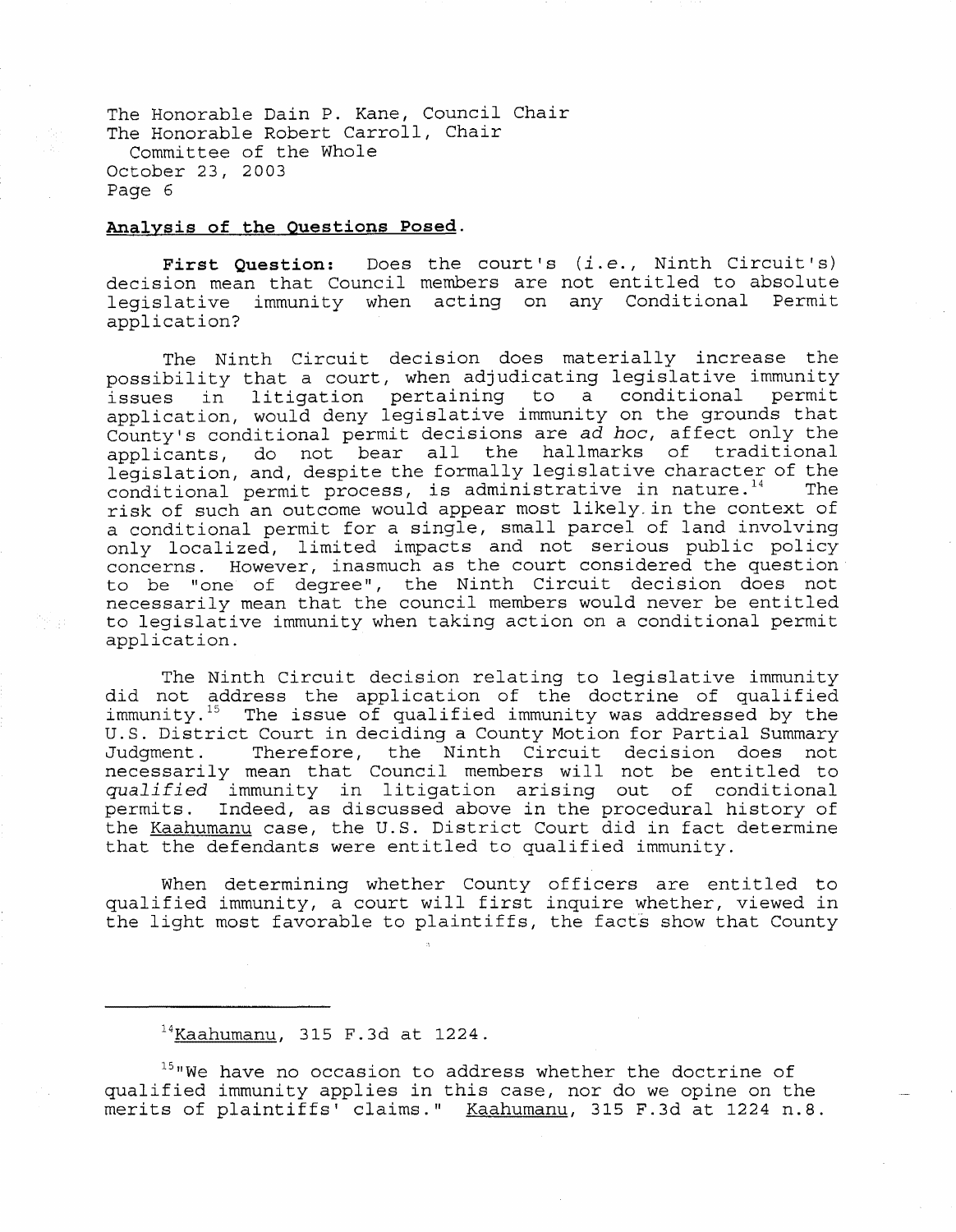**Analysis of the Questions Posed.**

**First Question:** Does the court's (*i.e.*, Ninth Circuit's) decision mean that Council members are not entitled to absolute legislative immunity when acting on any Conditional Permit application?

The Ninth Circuit decision does materially increase the possibility that a court, when adjudicating legislative immunity issues in litigation pertaining to a conditional permit application, would deny legislative immunity on the grounds that County's conditional permit decisions are *ad hoc*, affect only the applicants, do not bear all the hallmarks of traditional legislation, and, despite the formally legislative character of the conditional permit process, is administrative in nature.[14] The risk of such an outcome would appear most likely in the context of a conditional permit for a single, small parcel of land involving only localized, limited impacts and not serious public policy concerns. However, inasmuch as the court considered the question to be "one of degree", the Ninth Circuit decision does not necessarily mean that the council members would never be entitled to legislative immunity when taking action on a conditional permit application.

The Ninth Circuit decision relating to legislative immunity did not address the application of the doctrine of qualified immunity.[15] The issue of qualified immunity was addressed by the U.S. District Court in deciding a County Motion for Partial Summary Judgment. Therefore, the Ninth Circuit decision does not necessarily mean that Council members will not be entitled to *qualified* immunity in litigation arising out of conditional permits. Indeed, as discussed above in the procedural history of the Kaahumanu case, the U.S. District Court did in fact determine that the defendants were entitled to qualified immunity.

When determining whether County officers are entitled to qualified immunity, a court will first inquire whether, viewed in the light most favorable to plaintiffs, the facts show that County

---

[14] Kaahumanu, 315 F.3d at 1224.

[15] "We have no occasion to address whether the doctrine of qualified immunity applies in this case, nor do we opine on the merits of plaintiffs' claims." Kaahumanu, 315 F.3d at 1224 n.8.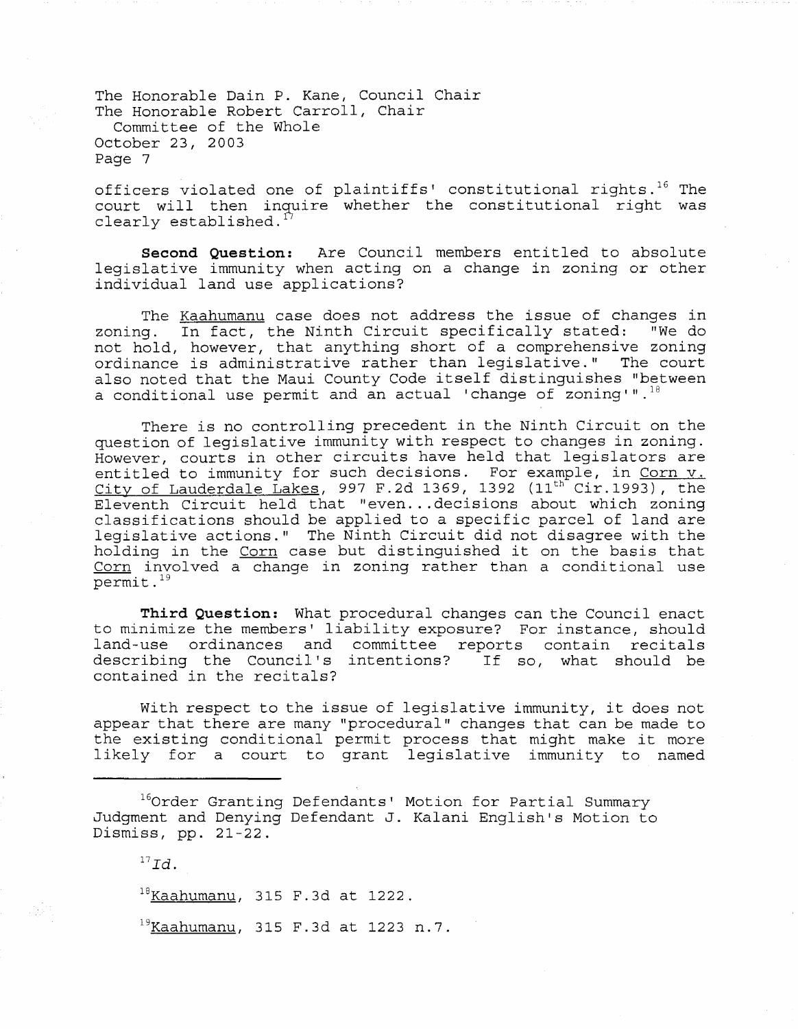officers violated one of plaintiffs' constitutional rights.[16] The court will then inquire whether the constitutional right was clearly established.[17]

**Second Question:** Are Council members entitled to absolute legislative immunity when acting on a change in zoning or other individual land use applications?

The Kaahumanu case does not address the issue of changes in zoning. In fact, the Ninth Circuit specifically stated: "We do not hold, however, that anything short of a comprehensive zoning ordinance is administrative rather than legislative." The court also noted that the Maui County Code itself distinguishes "between a conditional use permit and an actual 'change of zoning'".[18]

There is no controlling precedent in the Ninth Circuit on the question of legislative immunity with respect to changes in zoning. However, courts in other circuits have held that legislators are entitled to immunity for such decisions. For example, in Corn v. City of Lauderdale Lakes, 997 F.2d 1369, 1392 (11[th] Cir.1993), the Eleventh Circuit held that "even...decisions about which zoning classifications should be applied to a specific parcel of land are legislative actions." The Ninth Circuit did not disagree with the holding in the Corn case but distinguished it on the basis that Corn involved a change in zoning rather than a conditional use permit.[19]

**Third Question:** What procedural changes can the Council enact to minimize the members' liability exposure? For instance, should land-use ordinances and committee reports contain recitals describing the Council's intentions? If so, what should be contained in the recitals?

With respect to the issue of legislative immunity, it does not appear that there are many "procedural" changes that can be made to the existing conditional permit process that might make it more likely for a court to grant legislative immunity to named

---

[16] Order Granting Defendants' Motion for Partial Summary Judgment and Denying Defendant J. Kalani English's Motion to Dismiss, pp. 21-22.

[17] *Id.*

[18] Kaahumanu, 315 F.3d at 1222.

[19] Kaahumanu, 315 F.3d at 1223 n.7.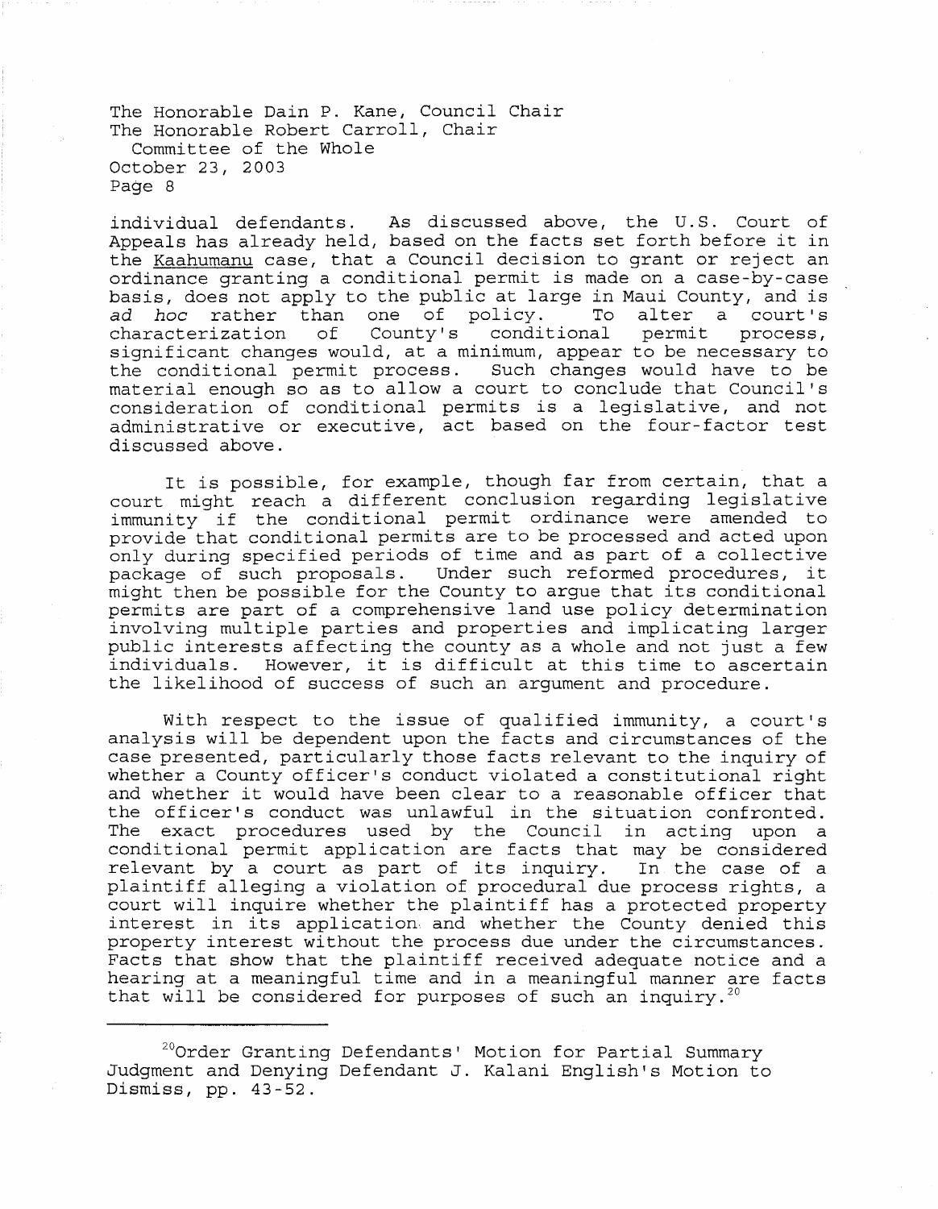individual defendants. As discussed above, the U.S. Court of Appeals has already held, based on the facts set forth before it in the Kaahumanu case, that a Council decision to grant or reject an ordinance granting a conditional permit is made on a case-by-case basis, does not apply to the public at large in Maui County, and is *ad hoc* rather than one of policy. To alter a court's characterization of County's conditional permit process, significant changes would, at a minimum, appear to be necessary to the conditional permit process. Such changes would have to be material enough so as to allow a court to conclude that Council's consideration of conditional permits is a legislative, and not administrative or executive, act based on the four-factor test discussed above.

It is possible, for example, though far from certain, that a court might reach a different conclusion regarding legislative immunity if the conditional permit ordinance were amended to provide that conditional permits are to be processed and acted upon only during specified periods of time and as part of a collective package of such proposals. Under such reformed procedures, it might then be possible for the County to argue that its conditional permits are part of a comprehensive land use policy determination involving multiple parties and properties and implicating larger public interests affecting the county as a whole and not just a few individuals. However, it is difficult at this time to ascertain the likelihood of success of such an argument and procedure.

With respect to the issue of qualified immunity, a court's analysis will be dependent upon the facts and circumstances of the case presented, particularly those facts relevant to the inquiry of whether a County officer's conduct violated a constitutional right and whether it would have been clear to a reasonable officer that the officer's conduct was unlawful in the situation confronted. The exact procedures used by the Council in acting upon a conditional permit application are facts that may be considered relevant by a court as part of its inquiry. In the case of a plaintiff alleging a violation of procedural due process rights, a court will inquire whether the plaintiff has a protected property interest in its application and whether the County denied this property interest without the process due under the circumstances. Facts that show that the plaintiff received adequate notice and a hearing at a meaningful time and in a meaningful manner are facts that will be considered for purposes of such an inquiry.[20]

---

[20] Order Granting Defendants' Motion for Partial Summary Judgment and Denying Defendant J. Kalani English's Motion to Dismiss, pp. 43-52.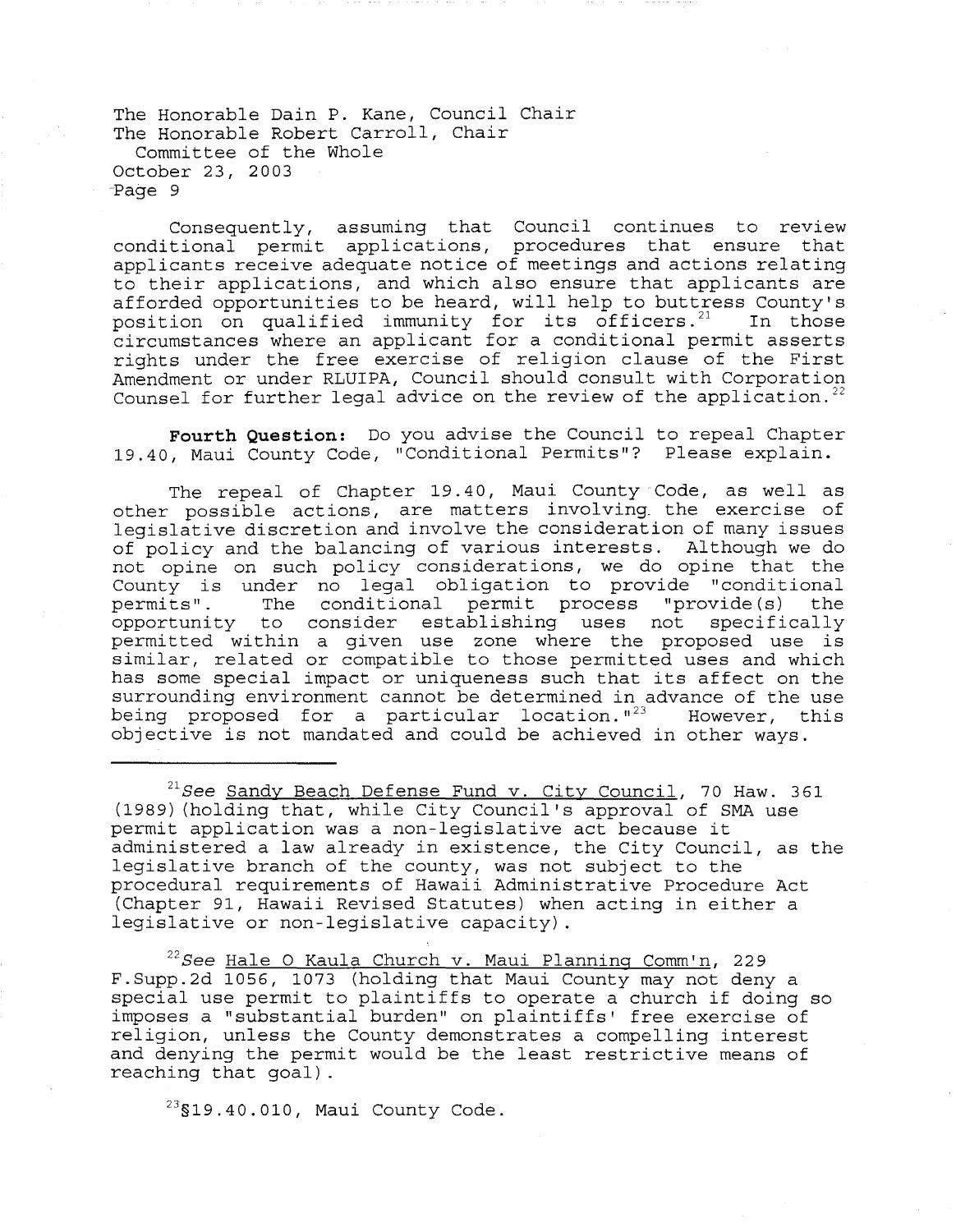Consequently, assuming that Council continues to review conditional permit applications, procedures that ensure that applicants receive adequate notice of meetings and actions relating to their applications, and which also ensure that applicants are afforded opportunities to be heard, will help to buttress County's position on qualified immunity for its officers.[21] In those circumstances where an applicant for a conditional permit asserts rights under the free exercise of religion clause of the First Amendment or under RLUIPA, Council should consult with Corporation Counsel for further legal advice on the review of the application.[22]

**Fourth Question:** Do you advise the Council to repeal Chapter 19.40, Maui County Code, "Conditional Permits"? Please explain.

The repeal of Chapter 19.40, Maui County Code, as well as other possible actions, are matters involving the exercise of legislative discretion and involve the consideration of many issues of policy and the balancing of various interests. Although we do not opine on such policy considerations, we do opine that the County is under no legal obligation to provide "conditional permits". The conditional permit process "provide(s) the opportunity to consider establishing uses not specifically permitted within a given use zone where the proposed use is similar, related or compatible to those permitted uses and which has some special impact or uniqueness such that its affect on the surrounding environment cannot be determined in advance of the use being proposed for a particular location."[23] However, this objective is not mandated and could be achieved in other ways.

---

[21] *See* Sandy Beach Defense Fund v. City Council, 70 Haw. 361 (1989)(holding that, while City Council's approval of SMA use permit application was a non-legislative act because it administered a law already in existence, the City Council, as the legislative branch of the county, was not subject to the procedural requirements of Hawaii Administrative Procedure Act (Chapter 91, Hawaii Revised Statutes) when acting in either a legislative or non-legislative capacity).

[22] *See* Hale O Kaula Church v. Maui Planning Comm'n, 229 F.Supp.2d 1056, 1073 (holding that Maui County may not deny a special use permit to plaintiffs to operate a church if doing so imposes a "substantial burden" on plaintiffs' free exercise of religion, unless the County demonstrates a compelling interest and denying the permit would be the least restrictive means of reaching that goal).

[23] §19.40.010, Maui County Code.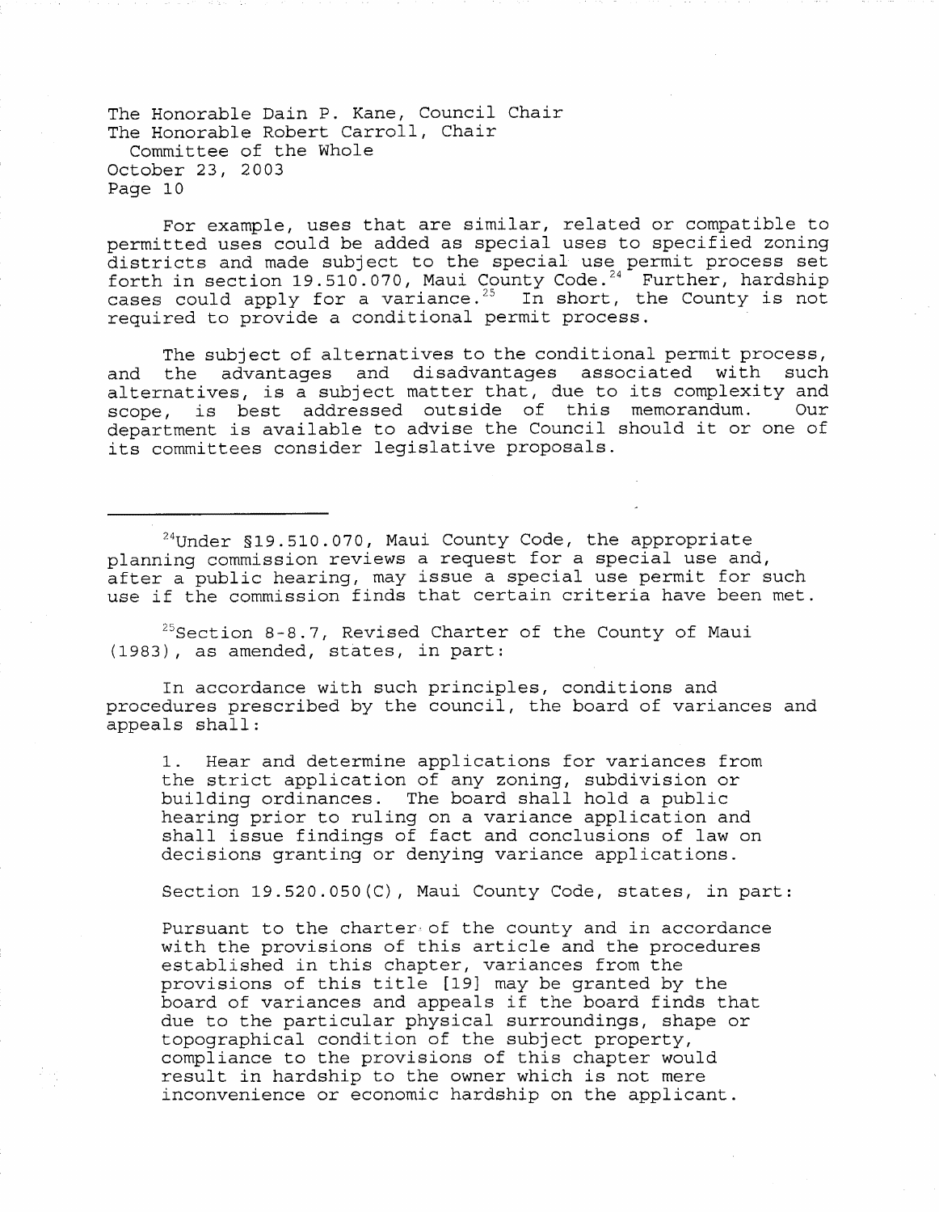For example, uses that are similar, related or compatible to permitted uses could be added as special uses to specified zoning districts and made subject to the special use permit process set forth in section 19.510.070, Maui County Code.[24] Further, hardship cases could apply for a variance.[25] In short, the County is not required to provide a conditional permit process.

The subject of alternatives to the conditional permit process, and the advantages and disadvantages associated with such alternatives, is a subject matter that, due to its complexity and scope, is best addressed outside of this memorandum. Our department is available to advise the Council should it or one of its committees consider legislative proposals.

---

[24]Under §19.510.070, Maui County Code, the appropriate planning commission reviews a request for a special use and, after a public hearing, may issue a special use permit for such use if the commission finds that certain criteria have been met.

[25]Section 8-8.7, Revised Charter of the County of Maui (1983), as amended, states, in part:

In accordance with such principles, conditions and procedures prescribed by the council, the board of variances and appeals shall:

> 1. Hear and determine applications for variances from the strict application of any zoning, subdivision or building ordinances. The board shall hold a public hearing prior to ruling on a variance application and shall issue findings of fact and conclusions of law on decisions granting or denying variance applications.

Section 19.520.050(C), Maui County Code, states, in part:

> Pursuant to the charter of the county and in accordance with the provisions of this article and the procedures established in this chapter, variances from the provisions of this title [19] may be granted by the board of variances and appeals if the board finds that due to the particular physical surroundings, shape or topographical condition of the subject property, compliance to the provisions of this chapter would result in hardship to the owner which is not mere inconvenience or economic hardship on the applicant.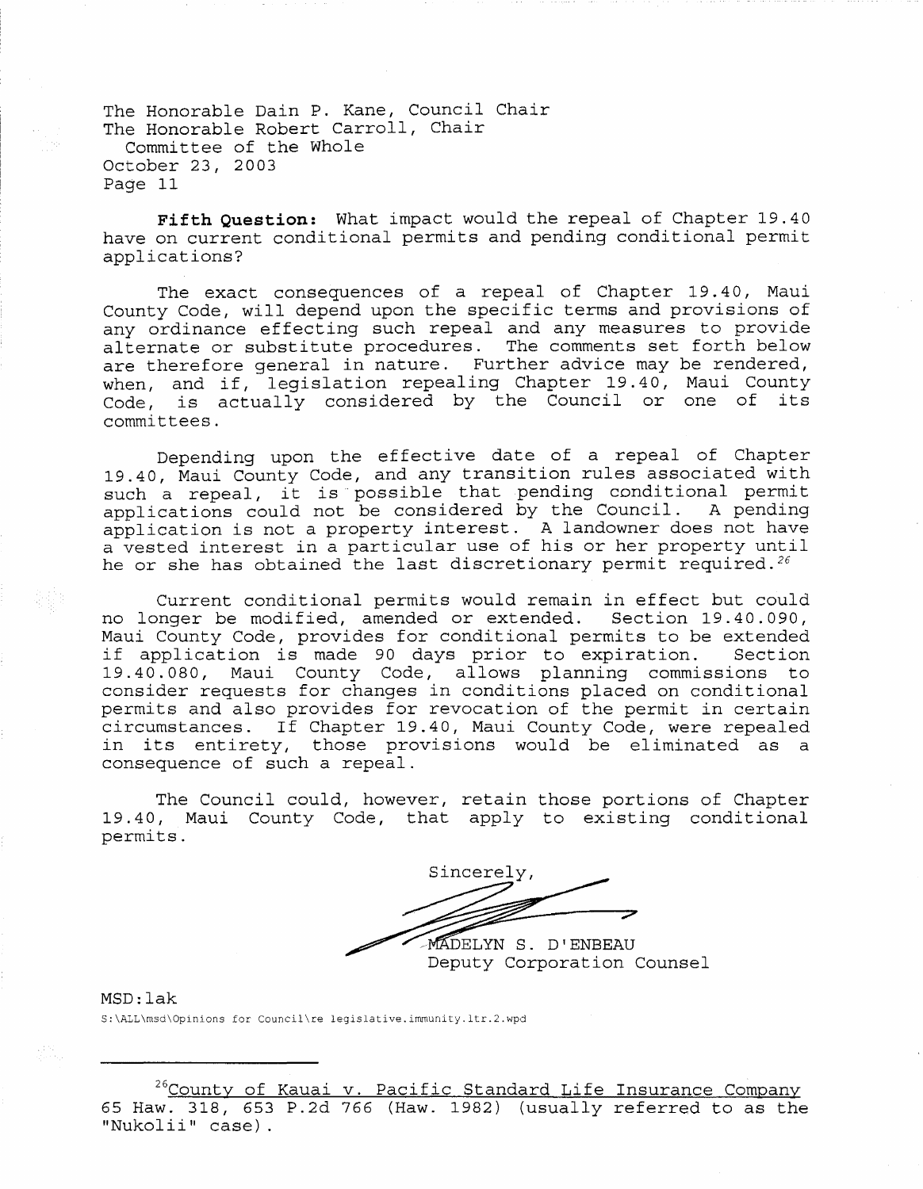The Honorable Dain P. Kane, Council Chair
The Honorable Robert Carroll, Chair
Committee of the Whole
October 23, 2003
Page 11

**Fifth Question:** What impact would the repeal of Chapter 19.40 have on current conditional permits and pending conditional permit applications?

The exact consequences of a repeal of Chapter 19.40, Maui County Code, will depend upon the specific terms and provisions of any ordinance effecting such repeal and any measures to provide alternate or substitute procedures. The comments set forth below are therefore general in nature. Further advice may be rendered, when, and if, legislation repealing Chapter 19.40, Maui County Code, is actually considered by the Council or one of its committees.

Depending upon the effective date of a repeal of Chapter 19.40, Maui County Code, and any transition rules associated with such a repeal, it is possible that pending conditional permit applications could not be considered by the Council. A pending application is not a property interest. A landowner does not have a vested interest in a particular use of his or her property until he or she has obtained the last discretionary permit required.[26]

Current conditional permits would remain in effect but could no longer be modified, amended or extended. Section 19.40.090, Maui County Code, provides for conditional permits to be extended if application is made 90 days prior to expiration. Section 19.40.080, Maui County Code, allows planning commissions to consider requests for changes in conditions placed on conditional permits and also provides for revocation of the permit in certain circumstances. If Chapter 19.40, Maui County Code, were repealed in its entirety, those provisions would be eliminated as a consequence of such a repeal.

The Council could, however, retain those portions of Chapter 19.40, Maui County Code, that apply to existing conditional permits.

Sincerely,

MADELYN S. D'ENBEAU
Deputy Corporation Counsel

MSD:lak
S:\ALL\msd\Opinions for Council\re legislative.immunity.ltr.2.wpd

---

[26] County of Kauai v. Pacific Standard Life Insurance Company 65 Haw. 318, 653 P.2d 766 (Haw. 1982) (usually referred to as the "Nukolii" case).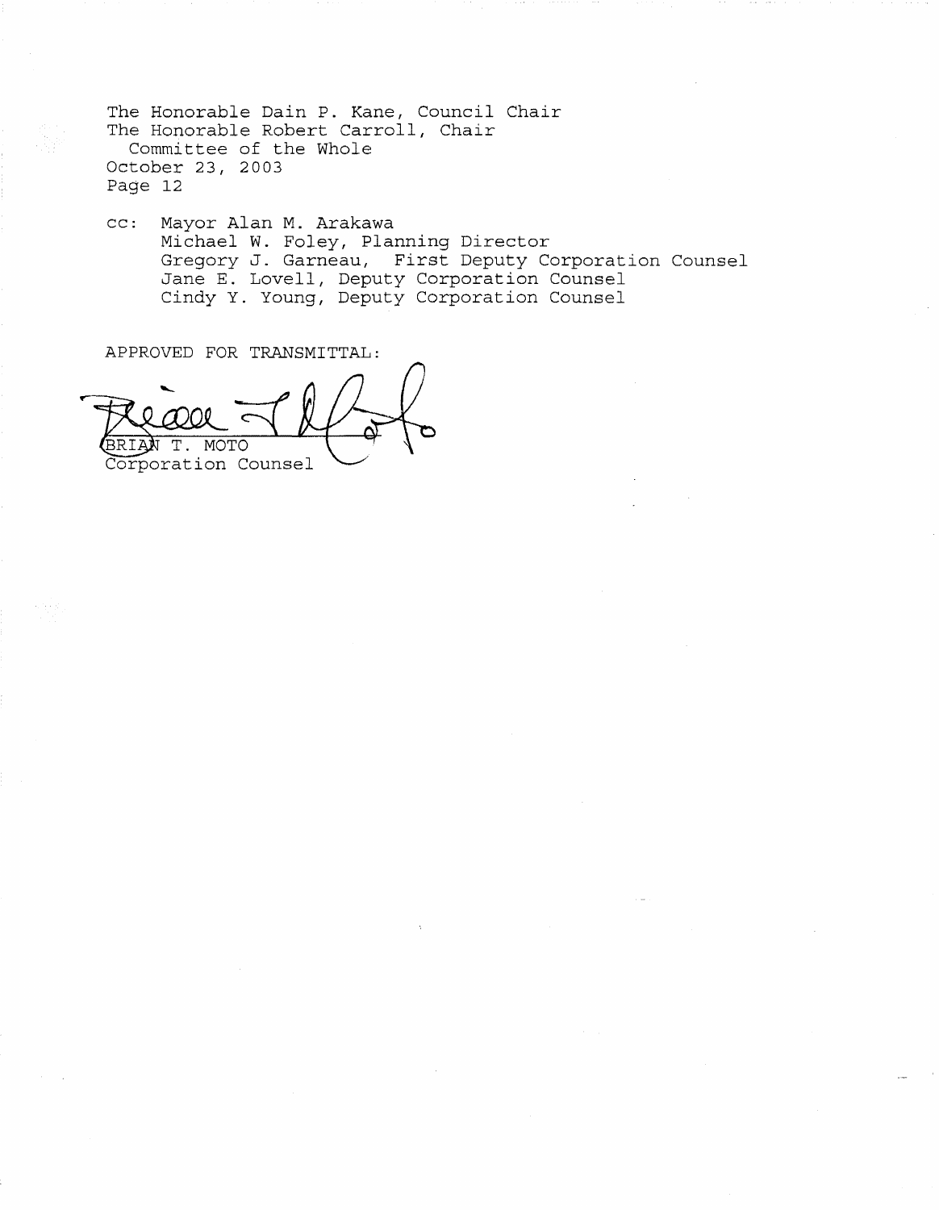cc: Mayor Alan M. Arakawa
Michael W. Foley, Planning Director
Gregory J. Garneau, First Deputy Corporation Counsel
Jane E. Lovell, Deputy Corporation Counsel
Cindy Y. Young, Deputy Corporation Counsel

APPROVED FOR TRANSMITTAL:

BRIAN T. MOTO
Corporation Counsel